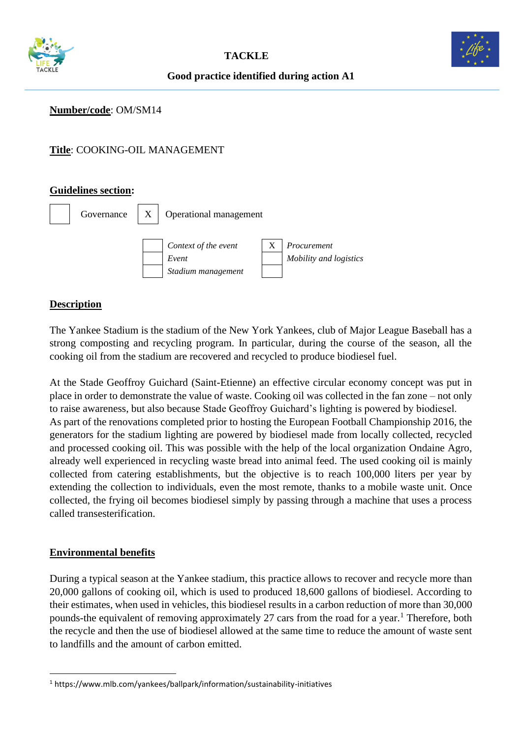**TACKLE**

**Good practice identified during action A1**

**Number/code**: OM/SM14

**Title**: COOKING-OIL MANAGEMENT

**Guidelines section:**

| | Governance | X | Operational management |
|---|---|---|---|

| | *Context of the event* | X | *Procurement* |
|---|---|---|---|
| | *Event* | | *Mobility and logistics* |
| | *Stadium management* | | |

## Description

The Yankee Stadium is the stadium of the New York Yankees, club of Major League Baseball has a strong composting and recycling program. In particular, during the course of the season, all the cooking oil from the stadium are recovered and recycled to produce biodiesel fuel.

At the Stade Geoffroy Guichard (Saint-Etienne) an effective circular economy concept was put in place in order to demonstrate the value of waste. Cooking oil was collected in the fan zone – not only to raise awareness, but also because Stade Geoffroy Guichard's lighting is powered by biodiesel. As part of the renovations completed prior to hosting the European Football Championship 2016, the generators for the stadium lighting are powered by biodiesel made from locally collected, recycled and processed cooking oil. This was possible with the help of the local organization Ondaine Agro, already well experienced in recycling waste bread into animal feed. The used cooking oil is mainly collected from catering establishments, but the objective is to reach 100,000 liters per year by extending the collection to individuals, even the most remote, thanks to a mobile waste unit. Once collected, the frying oil becomes biodiesel simply by passing through a machine that uses a process called transesterification.

## Environmental benefits

During a typical season at the Yankee stadium, this practice allows to recover and recycle more than 20,000 gallons of cooking oil, which is used to produced 18,600 gallons of biodiesel. According to their estimates, when used in vehicles, this biodiesel results in a carbon reduction of more than 30,000 pounds-the equivalent of removing approximately 27 cars from the road for a year.[1] Therefore, both the recycle and then the use of biodiesel allowed at the same time to reduce the amount of waste sent to landfills and the amount of carbon emitted.

---

[1] https://www.mlb.com/yankees/ballpark/information/sustainability-initiatives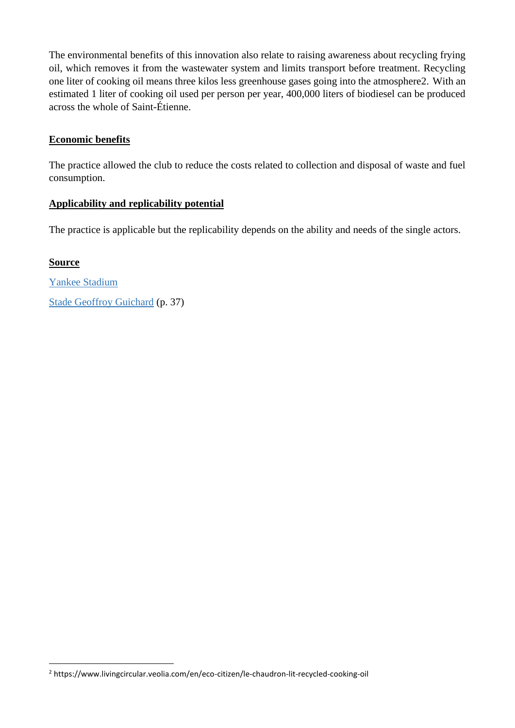The environmental benefits of this innovation also relate to raising awareness about recycling frying oil, which removes it from the wastewater system and limits transport before treatment. Recycling one liter of cooking oil means three kilos less greenhouse gases going into the atmosphere[2]. With an estimated 1 liter of cooking oil used per person per year, 400,000 liters of biodiesel can be produced across the whole of Saint-Étienne.

## Economic benefits

The practice allowed the club to reduce the costs related to collection and disposal of waste and fuel consumption.

## Applicability and replicability potential

The practice is applicable but the replicability depends on the ability and needs of the single actors.

## Source

Yankee Stadium

Stade Geoffroy Guichard (p. 37)

---

[2] https://www.livingcircular.veolia.com/en/eco-citizen/le-chaudron-lit-recycled-cooking-oil